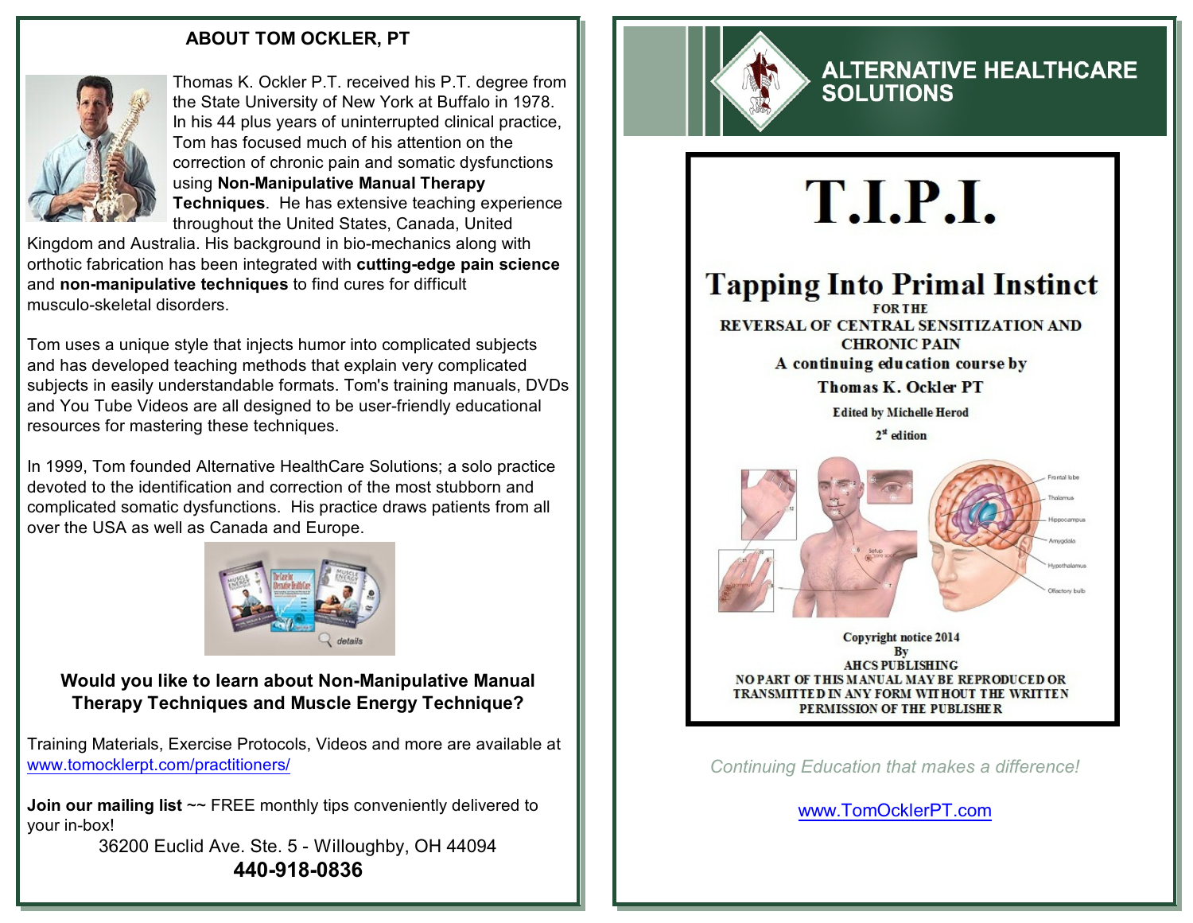## ABOUT TOM OCKLER, PT

Thomas K. Ockler P.T. received his P.T. degree from the State University of New York at Buffalo in 1978. In his 44 plus years of uninterrupted clinical practice, Tom has focused much of his attention on the correction of chronic pain and somatic dysfunctions using **Non-Manipulative Manual Therapy Techniques**. He has extensive teaching experience throughout the United States, Canada, United Kingdom and Australia. His background in bio-mechanics along with orthotic fabrication has been integrated with **cutting-edge pain science** and **non-manipulative techniques** to find cures for difficult musculo-skeletal disorders.

Tom uses a unique style that injects humor into complicated subjects and has developed teaching methods that explain very complicated subjects in easily understandable formats. Tom's training manuals, DVDs and You Tube Videos are all designed to be user-friendly educational resources for mastering these techniques.

In 1999, Tom founded Alternative HealthCare Solutions; a solo practice devoted to the identification and correction of the most stubborn and complicated somatic dysfunctions. His practice draws patients from all over the USA as well as Canada and Europe.

### Would you like to learn about Non-Manipulative Manual Therapy Techniques and Muscle Energy Technique?

Training Materials, Exercise Protocols, Videos and more are available at www.tomocklerpt.com/practitioners/

**Join our mailing list** ~~ FREE monthly tips conveniently delivered to your in-box!

36200 Euclid Ave. Ste. 5 - Willoughby, OH 44094

**440-918-0836**

## ALTERNATIVE HEALTHCARE SOLUTIONS

# T.I.P.I.

## Tapping Into Primal Instinct

FOR THE
REVERSAL OF CENTRAL SENSITIZATION AND CHRONIC PAIN

A continuing education course by

Thomas K. Ockler PT

Edited by Michelle Herod

2[st] edition

Copyright notice 2014
By
AHCS PUBLISHING
NO PART OF THIS MANUAL MAY BE REPRODUCED OR TRANSMITTED IN ANY FORM WITHOUT THE WRITTEN PERMISSION OF THE PUBLISHER

*Continuing Education that makes a difference!*

www.TomOcklerPT.com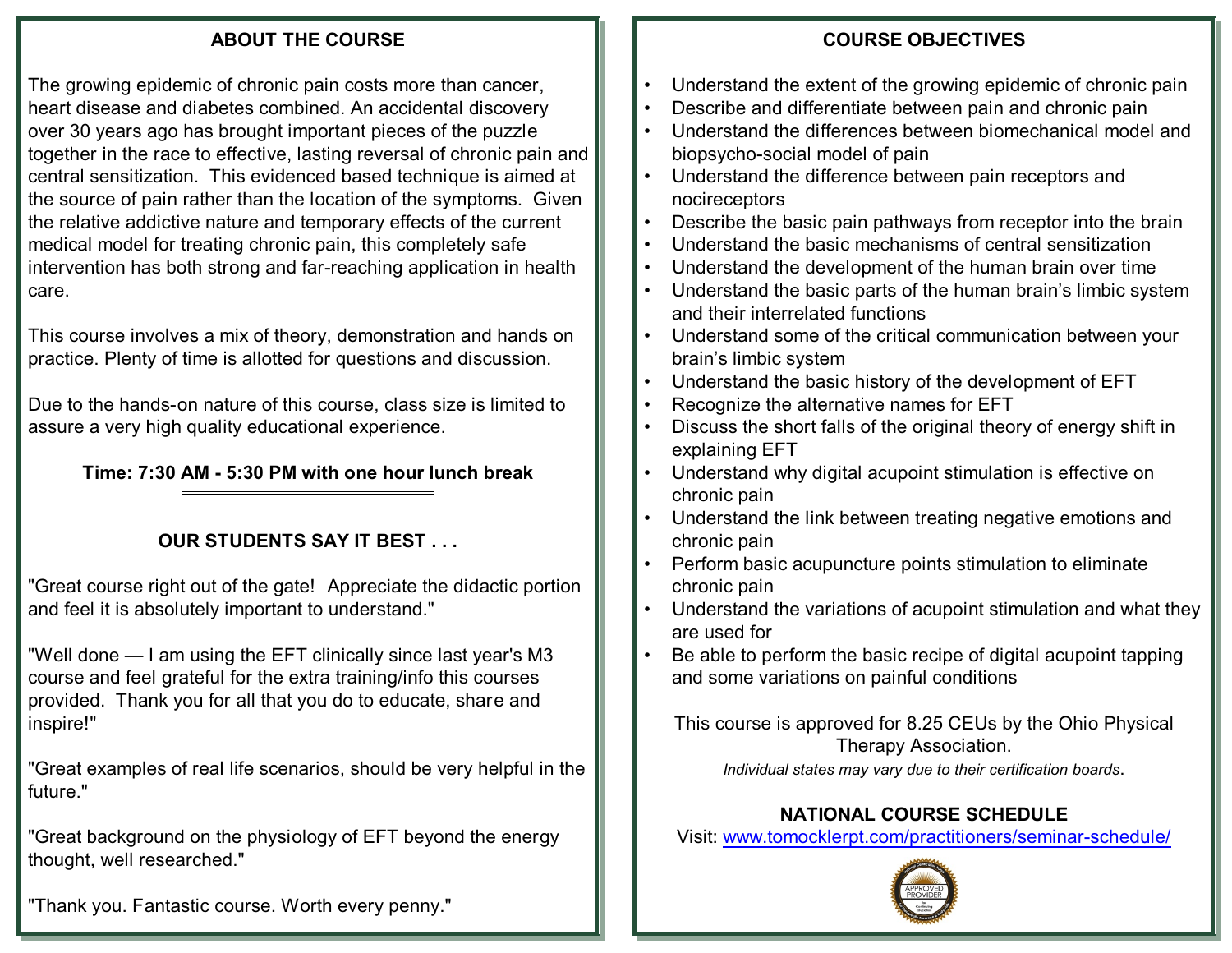## ABOUT THE COURSE

The growing epidemic of chronic pain costs more than cancer, heart disease and diabetes combined. An accidental discovery over 30 years ago has brought important pieces of the puzzle together in the race to effective, lasting reversal of chronic pain and central sensitization. This evidenced based technique is aimed at the source of pain rather than the location of the symptoms. Given the relative addictive nature and temporary effects of the current medical model for treating chronic pain, this completely safe intervention has both strong and far-reaching application in health care.

This course involves a mix of theory, demonstration and hands on practice. Plenty of time is allotted for questions and discussion.

Due to the hands-on nature of this course, class size is limited to assure a very high quality educational experience.

**Time: 7:30 AM - 5:30 PM with one hour lunch break**

## OUR STUDENTS SAY IT BEST . . .

"Great course right out of the gate! Appreciate the didactic portion and feel it is absolutely important to understand."

"Well done — I am using the EFT clinically since last year's M3 course and feel grateful for the extra training/info this courses provided. Thank you for all that you do to educate, share and inspire!"

"Great examples of real life scenarios, should be very helpful in the future."

"Great background on the physiology of EFT beyond the energy thought, well researched."

"Thank you. Fantastic course. Worth every penny."

## COURSE OBJECTIVES

- Understand the extent of the growing epidemic of chronic pain
- Describe and differentiate between pain and chronic pain
- Understand the differences between biomechanical model and biopsycho-social model of pain
- Understand the difference between pain receptors and nocireceptors
- Describe the basic pain pathways from receptor into the brain
- Understand the basic mechanisms of central sensitization
- Understand the development of the human brain over time
- Understand the basic parts of the human brain's limbic system and their interrelated functions
- Understand some of the critical communication between your brain's limbic system
- Understand the basic history of the development of EFT
- Recognize the alternative names for EFT
- Discuss the short falls of the original theory of energy shift in explaining EFT
- Understand why digital acupoint stimulation is effective on chronic pain
- Understand the link between treating negative emotions and chronic pain
- Perform basic acupuncture points stimulation to eliminate chronic pain
- Understand the variations of acupoint stimulation and what they are used for
- Be able to perform the basic recipe of digital acupoint tapping and some variations on painful conditions

This course is approved for 8.25 CEUs by the Ohio Physical Therapy Association.

*Individual states may vary due to their certification boards.*

**NATIONAL COURSE SCHEDULE**

Visit: [www.tomocklerpt.com/practitioners/seminar-schedule/](http://www.tomocklerpt.com/practitioners/seminar-schedule/)